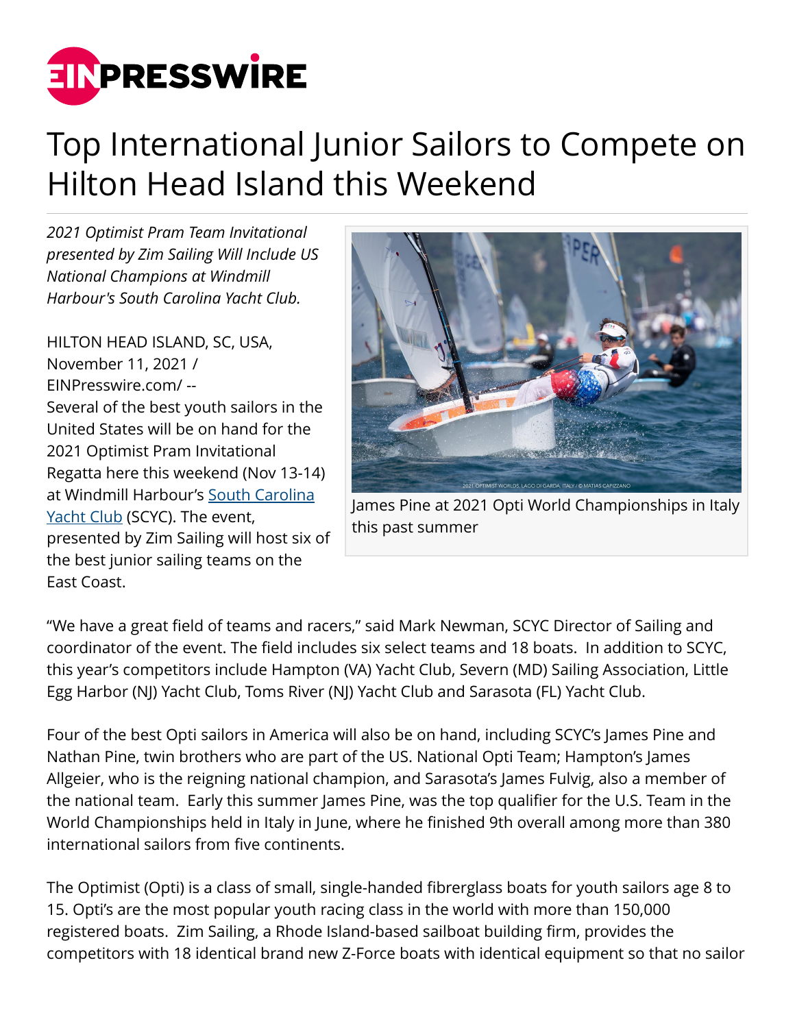# Top International Junior Sailors to Compete on Hilton Head Island this Weekend

*2021 Optimist Pram Team Invitational presented by Zim Sailing Will Include US National Champions at Windmill Harbour's South Carolina Yacht Club.*

HILTON HEAD ISLAND, SC, USA, November 11, 2021 / EINPresswire.com/ -- Several of the best youth sailors in the United States will be on hand for the 2021 Optimist Pram Invitational Regatta here this weekend (Nov 13-14) at Windmill Harbour's [South Carolina Yacht Club](South Carolina Yacht Club) (SCYC). The event, presented by Zim Sailing will host six of the best junior sailing teams on the East Coast.

James Pine at 2021 Opti World Championships in Italy this past summer

"We have a great field of teams and racers," said Mark Newman, SCYC Director of Sailing and coordinator of the event. The field includes six select teams and 18 boats. In addition to SCYC, this year's competitors include Hampton (VA) Yacht Club, Severn (MD) Sailing Association, Little Egg Harbor (NJ) Yacht Club, Toms River (NJ) Yacht Club and Sarasota (FL) Yacht Club.

Four of the best Opti sailors in America will also be on hand, including SCYC's James Pine and Nathan Pine, twin brothers who are part of the US. National Opti Team; Hampton's James Allgeier, who is the reigning national champion, and Sarasota's James Fulvig, also a member of the national team. Early this summer James Pine, was the top qualifier for the U.S. Team in the World Championships held in Italy in June, where he finished 9th overall among more than 380 international sailors from five continents.

The Optimist (Opti) is a class of small, single-handed fibreglass boats for youth sailors age 8 to 15. Opti's are the most popular youth racing class in the world with more than 150,000 registered boats. Zim Sailing, a Rhode Island-based sailboat building firm, provides the competitors with 18 identical brand new Z-Force boats with identical equipment so that no sailor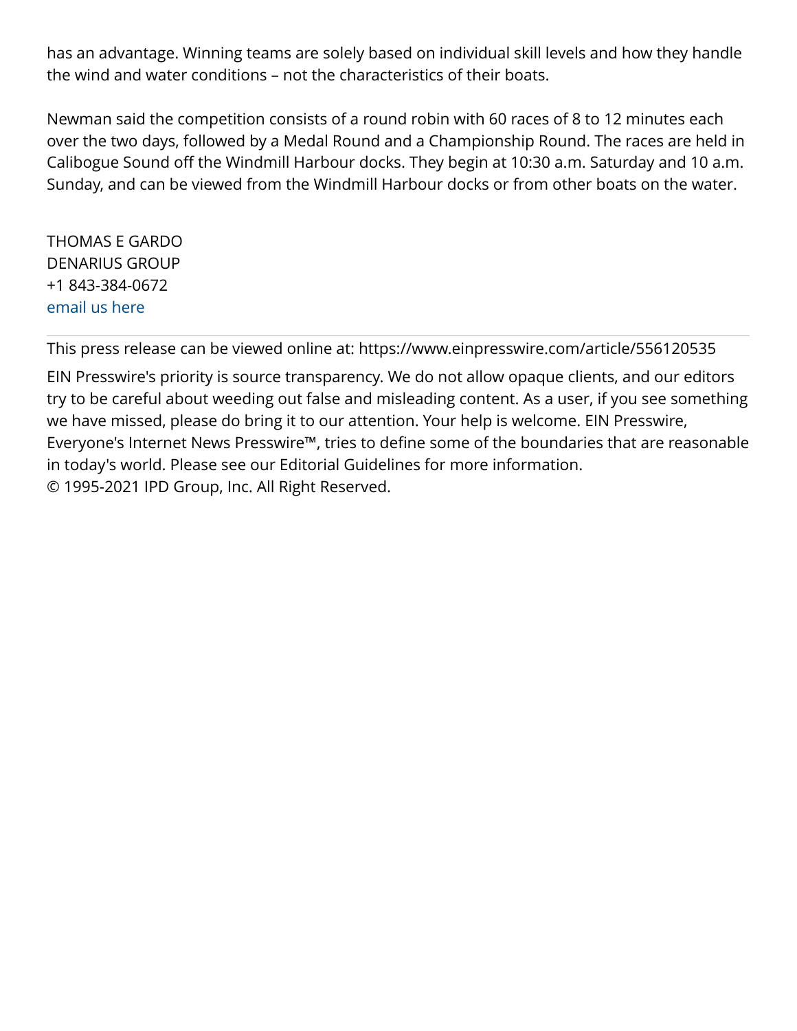has an advantage. Winning teams are solely based on individual skill levels and how they handle the wind and water conditions – not the characteristics of their boats.

Newman said the competition consists of a round robin with 60 races of 8 to 12 minutes each over the two days, followed by a Medal Round and a Championship Round. The races are held in Calibogue Sound off the Windmill Harbour docks. They begin at 10:30 a.m. Saturday and 10 a.m. Sunday, and can be viewed from the Windmill Harbour docks or from other boats on the water.

THOMAS E GARDO
DENARIUS GROUP
+1 843-384-0672
email us here

---

This press release can be viewed online at: https://www.einpresswire.com/article/556120535

EIN Presswire's priority is source transparency. We do not allow opaque clients, and our editors try to be careful about weeding out false and misleading content. As a user, if you see something we have missed, please do bring it to our attention. Your help is welcome. EIN Presswire, Everyone's Internet News Presswire™, tries to define some of the boundaries that are reasonable in today's world. Please see our Editorial Guidelines for more information.
© 1995-2021 IPD Group, Inc. All Right Reserved.